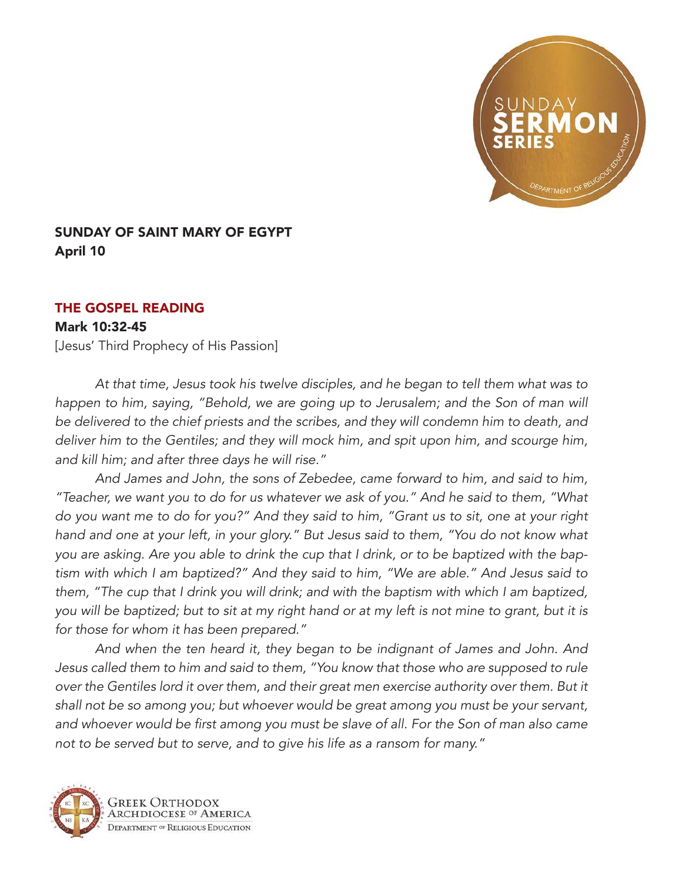# SUNDAY OF SAINT MARY OF EGYPT

**April 10**

## THE GOSPEL READING

**Mark 10:32-45**

[Jesus' Third Prophecy of His Passion]

*At that time, Jesus took his twelve disciples, and he began to tell them what was to happen to him, saying, "Behold, we are going up to Jerusalem; and the Son of man will be delivered to the chief priests and the scribes, and they will condemn him to death, and deliver him to the Gentiles; and they will mock him, and spit upon him, and scourge him, and kill him; and after three days he will rise."*

*And James and John, the sons of Zebedee, came forward to him, and said to him, "Teacher, we want you to do for us whatever we ask of you." And he said to them, "What do you want me to do for you?" And they said to him, "Grant us to sit, one at your right hand and one at your left, in your glory." But Jesus said to them, "You do not know what you are asking. Are you able to drink the cup that I drink, or to be baptized with the baptism with which I am baptized?" And they said to him, "We are able." And Jesus said to them, "The cup that I drink you will drink; and with the baptism with which I am baptized, you will be baptized; but to sit at my right hand or at my left is not mine to grant, but it is for those for whom it has been prepared."*

*And when the ten heard it, they began to be indignant of James and John. And Jesus called them to him and said to them, "You know that those who are supposed to rule over the Gentiles lord it over them, and their great men exercise authority over them. But it shall not be so among you; but whoever would be great among you must be your servant, and whoever would be first among you must be slave of all. For the Son of man also came not to be served but to serve, and to give his life as a ransom for many."*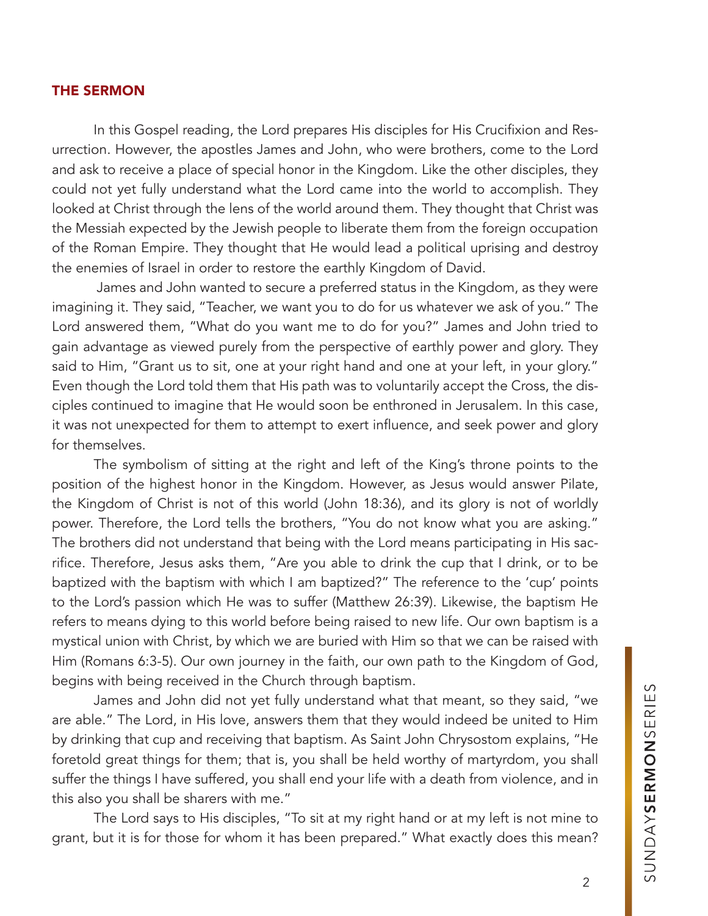## THE SERMON

In this Gospel reading, the Lord prepares His disciples for His Crucifixion and Resurrection. However, the apostles James and John, who were brothers, come to the Lord and ask to receive a place of special honor in the Kingdom. Like the other disciples, they could not yet fully understand what the Lord came into the world to accomplish. They looked at Christ through the lens of the world around them. They thought that Christ was the Messiah expected by the Jewish people to liberate them from the foreign occupation of the Roman Empire. They thought that He would lead a political uprising and destroy the enemies of Israel in order to restore the earthly Kingdom of David.

James and John wanted to secure a preferred status in the Kingdom, as they were imagining it. They said, "Teacher, we want you to do for us whatever we ask of you." The Lord answered them, "What do you want me to do for you?" James and John tried to gain advantage as viewed purely from the perspective of earthly power and glory. They said to Him, "Grant us to sit, one at your right hand and one at your left, in your glory." Even though the Lord told them that His path was to voluntarily accept the Cross, the disciples continued to imagine that He would soon be enthroned in Jerusalem. In this case, it was not unexpected for them to attempt to exert influence, and seek power and glory for themselves.

The symbolism of sitting at the right and left of the King's throne points to the position of the highest honor in the Kingdom. However, as Jesus would answer Pilate, the Kingdom of Christ is not of this world (John 18:36), and its glory is not of worldly power. Therefore, the Lord tells the brothers, "You do not know what you are asking." The brothers did not understand that being with the Lord means participating in His sacrifice. Therefore, Jesus asks them, "Are you able to drink the cup that I drink, or to be baptized with the baptism with which I am baptized?" The reference to the 'cup' points to the Lord's passion which He was to suffer (Matthew 26:39). Likewise, the baptism He refers to means dying to this world before being raised to new life. Our own baptism is a mystical union with Christ, by which we are buried with Him so that we can be raised with Him (Romans 6:3-5). Our own journey in the faith, our own path to the Kingdom of God, begins with being received in the Church through baptism.

James and John did not yet fully understand what that meant, so they said, "we are able." The Lord, in His love, answers them that they would indeed be united to Him by drinking that cup and receiving that baptism. As Saint John Chrysostom explains, "He foretold great things for them; that is, you shall be held worthy of martyrdom, you shall suffer the things I have suffered, you shall end your life with a death from violence, and in this also you shall be sharers with me."

The Lord says to His disciples, "To sit at my right hand or at my left is not mine to grant, but it is for those for whom it has been prepared." What exactly does this mean?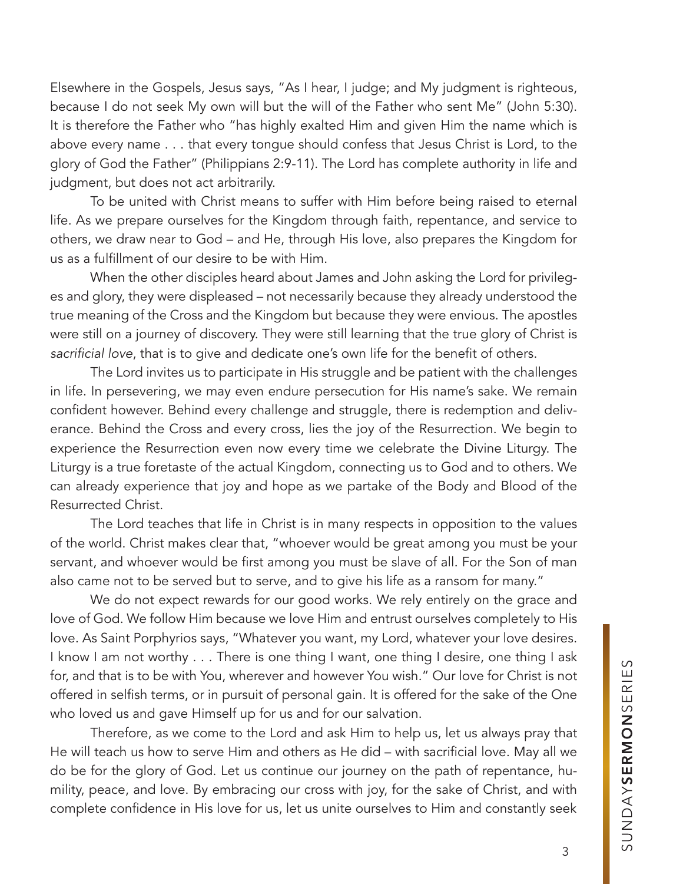Elsewhere in the Gospels, Jesus says, "As I hear, I judge; and My judgment is righteous, because I do not seek My own will but the will of the Father who sent Me" (John 5:30). It is therefore the Father who "has highly exalted Him and given Him the name which is above every name . . . that every tongue should confess that Jesus Christ is Lord, to the glory of God the Father" (Philippians 2:9-11). The Lord has complete authority in life and judgment, but does not act arbitrarily.

To be united with Christ means to suffer with Him before being raised to eternal life. As we prepare ourselves for the Kingdom through faith, repentance, and service to others, we draw near to God – and He, through His love, also prepares the Kingdom for us as a fulfillment of our desire to be with Him.

When the other disciples heard about James and John asking the Lord for privileges and glory, they were displeased – not necessarily because they already understood the true meaning of the Cross and the Kingdom but because they were envious. The apostles were still on a journey of discovery. They were still learning that the true glory of Christ is *sacrificial love*, that is to give and dedicate one's own life for the benefit of others.

The Lord invites us to participate in His struggle and be patient with the challenges in life. In persevering, we may even endure persecution for His name's sake. We remain confident however. Behind every challenge and struggle, there is redemption and deliverance. Behind the Cross and every cross, lies the joy of the Resurrection. We begin to experience the Resurrection even now every time we celebrate the Divine Liturgy. The Liturgy is a true foretaste of the actual Kingdom, connecting us to God and to others. We can already experience that joy and hope as we partake of the Body and Blood of the Resurrected Christ.

The Lord teaches that life in Christ is in many respects in opposition to the values of the world. Christ makes clear that, "whoever would be great among you must be your servant, and whoever would be first among you must be slave of all. For the Son of man also came not to be served but to serve, and to give his life as a ransom for many."

We do not expect rewards for our good works. We rely entirely on the grace and love of God. We follow Him because we love Him and entrust ourselves completely to His love. As Saint Porphyrios says, "Whatever you want, my Lord, whatever your love desires. I know I am not worthy . . . There is one thing I want, one thing I desire, one thing I ask for, and that is to be with You, wherever and however You wish." Our love for Christ is not offered in selfish terms, or in pursuit of personal gain. It is offered for the sake of the One who loved us and gave Himself up for us and for our salvation.

Therefore, as we come to the Lord and ask Him to help us, let us always pray that He will teach us how to serve Him and others as He did – with sacrificial love. May all we do be for the glory of God. Let us continue our journey on the path of repentance, humility, peace, and love. By embracing our cross with joy, for the sake of Christ, and with complete confidence in His love for us, let us unite ourselves to Him and constantly seek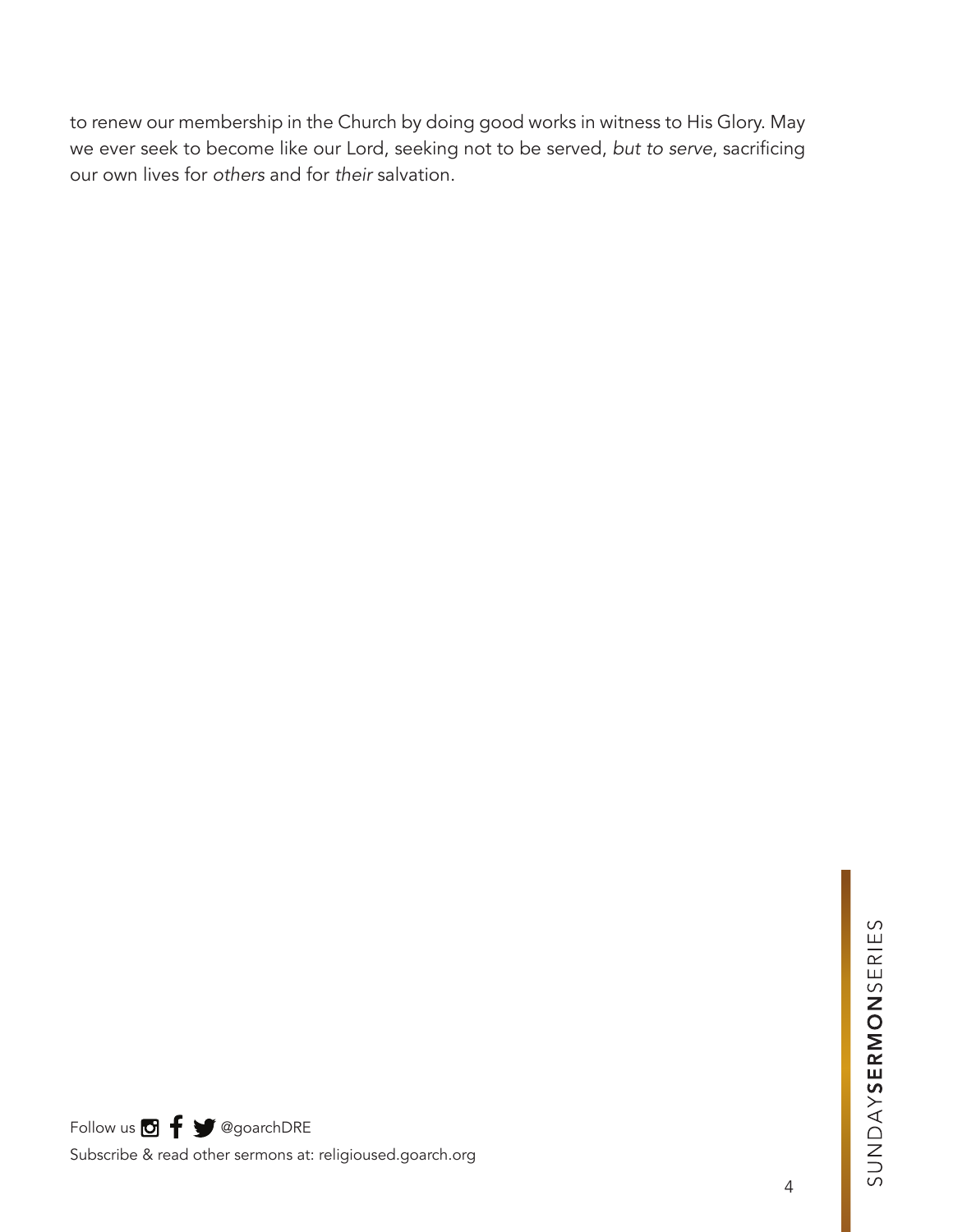to renew our membership in the Church by doing good works in witness to His Glory. May we ever seek to become like our Lord, seeking not to be served, *but to serve*, sacrificing our own lives for *others* and for *their* salvation.

Follow us @goarchDRE

Subscribe & read other sermons at: religioused.goarch.org